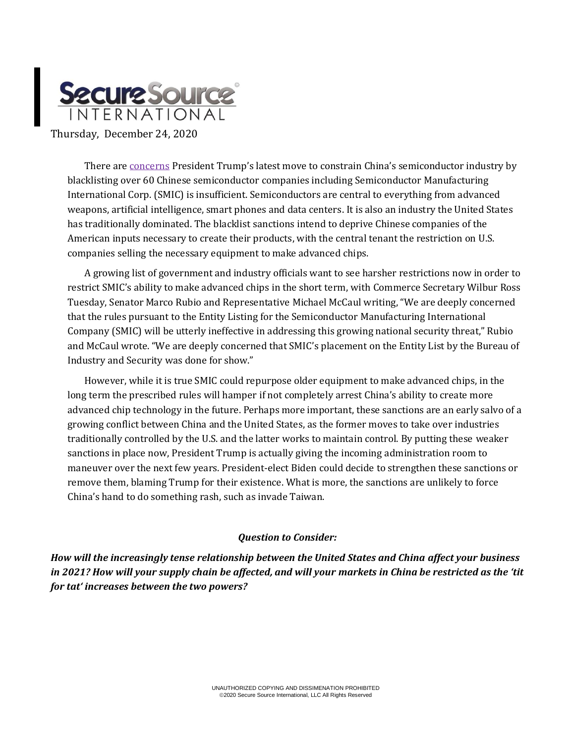Secure Source INTERNATIONAL

Thursday, December 24, 2020

There are concerns President Trump's latest move to constrain China's semiconductor industry by blacklisting over 60 Chinese semiconductor companies including Semiconductor Manufacturing International Corp. (SMIC) is insufficient. Semiconductors are central to everything from advanced weapons, artificial intelligence, smart phones and data centers. It is also an industry the United States has traditionally dominated. The blacklist sanctions intend to deprive Chinese companies of the American inputs necessary to create their products, with the central tenant the restriction on U.S. companies selling the necessary equipment to make advanced chips.

A growing list of government and industry officials want to see harsher restrictions now in order to restrict SMIC's ability to make advanced chips in the short term, with Commerce Secretary Wilbur Ross Tuesday, Senator Marco Rubio and Representative Michael McCaul writing, "We are deeply concerned that the rules pursuant to the Entity Listing for the Semiconductor Manufacturing International Company (SMIC) will be utterly ineffective in addressing this growing national security threat," Rubio and McCaul wrote. "We are deeply concerned that SMIC's placement on the Entity List by the Bureau of Industry and Security was done for show."

However, while it is true SMIC could repurpose older equipment to make advanced chips, in the long term the prescribed rules will hamper if not completely arrest China's ability to create more advanced chip technology in the future. Perhaps more important, these sanctions are an early salvo of a growing conflict between China and the United States, as the former moves to take over industries traditionally controlled by the U.S. and the latter works to maintain control. By putting these weaker sanctions in place now, President Trump is actually giving the incoming administration room to maneuver over the next few years. President-elect Biden could decide to strengthen these sanctions or remove them, blaming Trump for their existence. What is more, the sanctions are unlikely to force China's hand to do something rash, such as invade Taiwan.

***Question to Consider:***

***How will the increasingly tense relationship between the United States and China affect your business in 2021? How will your supply chain be affected, and will your markets in China be restricted as the 'tit for tat' increases between the two powers?***

UNAUTHORIZED COPYING AND DISSIMENATION PROHIBITED
©2020 Secure Source International, LLC All Rights Reserved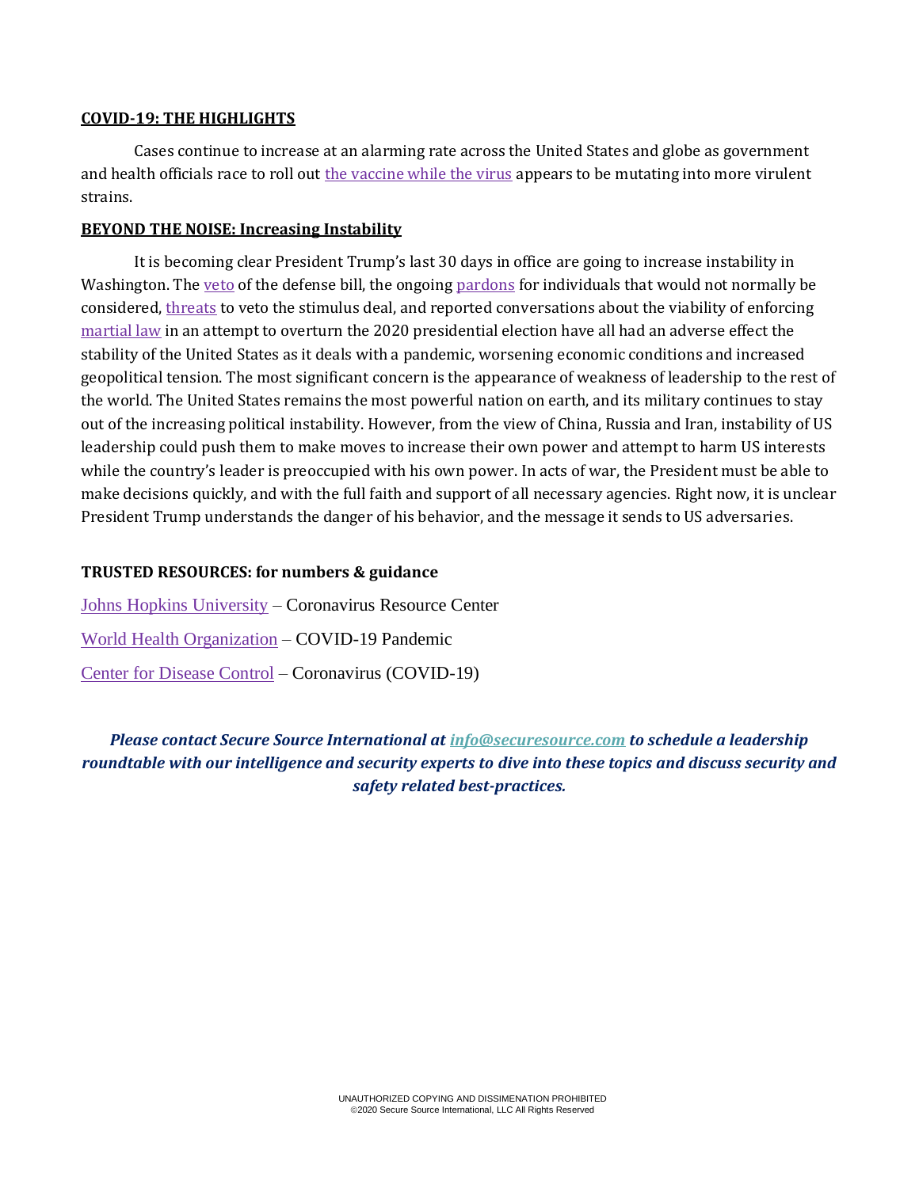**COVID-19: THE HIGHLIGHTS**

Cases continue to increase at an alarming rate across the United States and globe as government and health officials race to roll out the vaccine while the virus appears to be mutating into more virulent strains.

**BEYOND THE NOISE: Increasing Instability**

It is becoming clear President Trump's last 30 days in office are going to increase instability in Washington. The veto of the defense bill, the ongoing pardons for individuals that would not normally be considered, threats to veto the stimulus deal, and reported conversations about the viability of enforcing martial law in an attempt to overturn the 2020 presidential election have all had an adverse effect the stability of the United States as it deals with a pandemic, worsening economic conditions and increased geopolitical tension. The most significant concern is the appearance of weakness of leadership to the rest of the world. The United States remains the most powerful nation on earth, and its military continues to stay out of the increasing political instability. However, from the view of China, Russia and Iran, instability of US leadership could push them to make moves to increase their own power and attempt to harm US interests while the country's leader is preoccupied with his own power. In acts of war, the President must be able to make decisions quickly, and with the full faith and support of all necessary agencies. Right now, it is unclear President Trump understands the danger of his behavior, and the message it sends to US adversaries.

**TRUSTED RESOURCES: for numbers & guidance**

Johns Hopkins University – Coronavirus Resource Center

World Health Organization – COVID-19 Pandemic

Center for Disease Control – Coronavirus (COVID-19)

***Please contact Secure Source International at info@securesource.com to schedule a leadership roundtable with our intelligence and security experts to dive into these topics and discuss security and safety related best-practices.***

UNAUTHORIZED COPYING AND DISSIMENATION PROHIBITED
©2020 Secure Source International, LLC All Rights Reserved